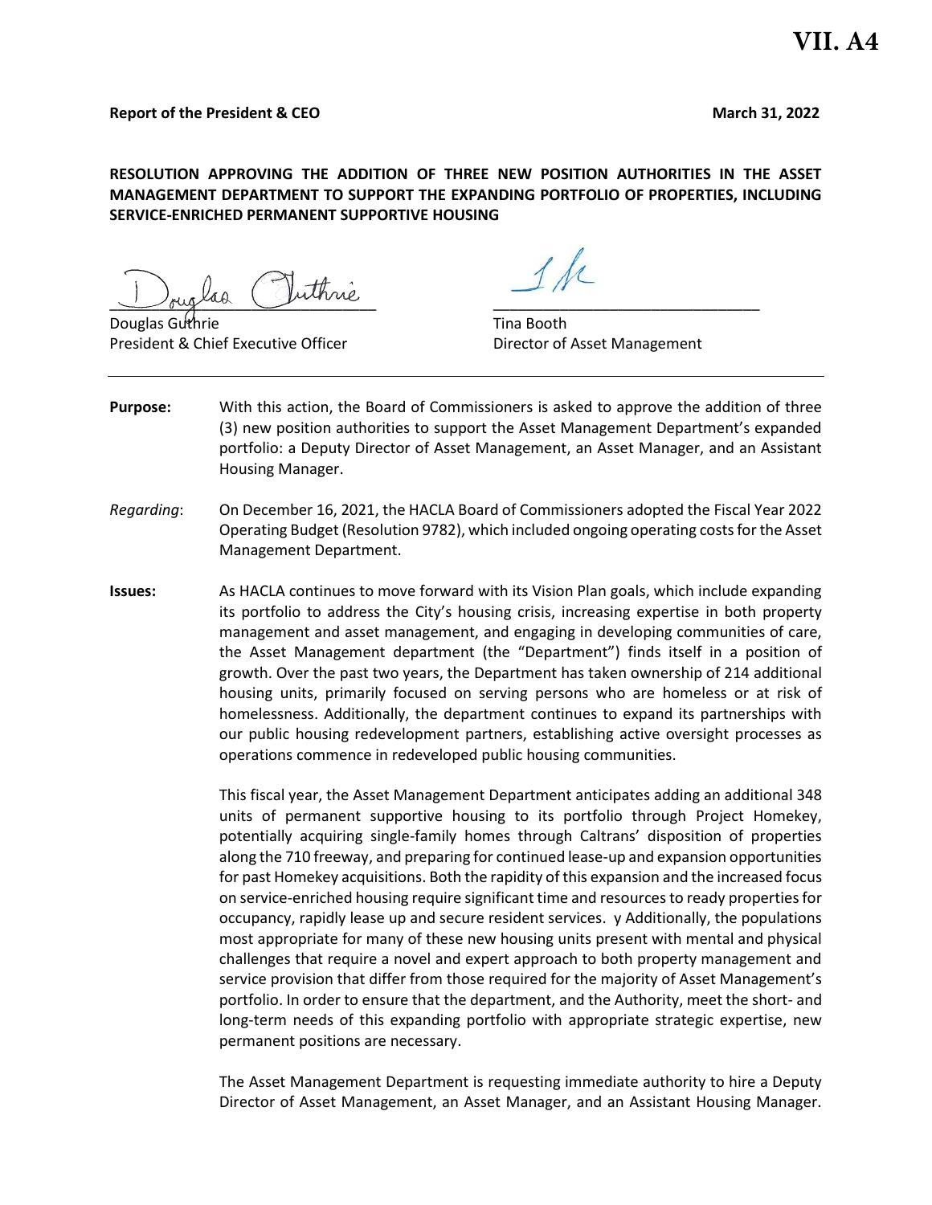# VII. A4

**Report of the President & CEO** **March 31, 2022**

**RESOLUTION APPROVING THE ADDITION OF THREE NEW POSITION AUTHORITIES IN THE ASSET MANAGEMENT DEPARTMENT TO SUPPORT THE EXPANDING PORTFOLIO OF PROPERTIES, INCLUDING SERVICE-ENRICHED PERMANENT SUPPORTIVE HOUSING**

Douglas Guthrie
President & Chief Executive Officer

Tina Booth
Director of Asset Management

---

**Purpose:** With this action, the Board of Commissioners is asked to approve the addition of three (3) new position authorities to support the Asset Management Department's expanded portfolio: a Deputy Director of Asset Management, an Asset Manager, and an Assistant Housing Manager.

*Regarding*: On December 16, 2021, the HACLA Board of Commissioners adopted the Fiscal Year 2022 Operating Budget (Resolution 9782), which included ongoing operating costs for the Asset Management Department.

**Issues:** As HACLA continues to move forward with its Vision Plan goals, which include expanding its portfolio to address the City's housing crisis, increasing expertise in both property management and asset management, and engaging in developing communities of care, the Asset Management department (the "Department") finds itself in a position of growth. Over the past two years, the Department has taken ownership of 214 additional housing units, primarily focused on serving persons who are homeless or at risk of homelessness. Additionally, the department continues to expand its partnerships with our public housing redevelopment partners, establishing active oversight processes as operations commence in redeveloped public housing communities.

This fiscal year, the Asset Management Department anticipates adding an additional 348 units of permanent supportive housing to its portfolio through Project Homekey, potentially acquiring single-family homes through Caltrans' disposition of properties along the 710 freeway, and preparing for continued lease-up and expansion opportunities for past Homekey acquisitions. Both the rapidity of this expansion and the increased focus on service-enriched housing require significant time and resources to ready properties for occupancy, rapidly lease up and secure resident services. y Additionally, the populations most appropriate for many of these new housing units present with mental and physical challenges that require a novel and expert approach to both property management and service provision that differ from those required for the majority of Asset Management's portfolio. In order to ensure that the department, and the Authority, meet the short- and long-term needs of this expanding portfolio with appropriate strategic expertise, new permanent positions are necessary.

The Asset Management Department is requesting immediate authority to hire a Deputy Director of Asset Management, an Asset Manager, and an Assistant Housing Manager.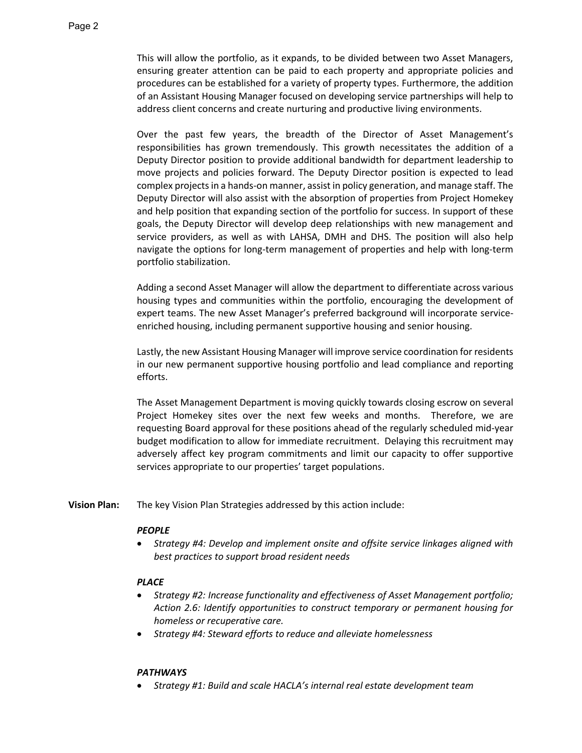This will allow the portfolio, as it expands, to be divided between two Asset Managers, ensuring greater attention can be paid to each property and appropriate policies and procedures can be established for a variety of property types. Furthermore, the addition of an Assistant Housing Manager focused on developing service partnerships will help to address client concerns and create nurturing and productive living environments.

Over the past few years, the breadth of the Director of Asset Management's responsibilities has grown tremendously. This growth necessitates the addition of a Deputy Director position to provide additional bandwidth for department leadership to move projects and policies forward. The Deputy Director position is expected to lead complex projects in a hands-on manner, assist in policy generation, and manage staff. The Deputy Director will also assist with the absorption of properties from Project Homekey and help position that expanding section of the portfolio for success. In support of these goals, the Deputy Director will develop deep relationships with new management and service providers, as well as with LAHSA, DMH and DHS. The position will also help navigate the options for long-term management of properties and help with long-term portfolio stabilization.

Adding a second Asset Manager will allow the department to differentiate across various housing types and communities within the portfolio, encouraging the development of expert teams. The new Asset Manager's preferred background will incorporate service-enriched housing, including permanent supportive housing and senior housing.

Lastly, the new Assistant Housing Manager will improve service coordination for residents in our new permanent supportive housing portfolio and lead compliance and reporting efforts.

The Asset Management Department is moving quickly towards closing escrow on several Project Homekey sites over the next few weeks and months. Therefore, we are requesting Board approval for these positions ahead of the regularly scheduled mid-year budget modification to allow for immediate recruitment. Delaying this recruitment may adversely affect key program commitments and limit our capacity to offer supportive services appropriate to our properties' target populations.

**Vision Plan:** The key Vision Plan Strategies addressed by this action include:

***PEOPLE***

- *Strategy #4: Develop and implement onsite and offsite service linkages aligned with best practices to support broad resident needs*

***PLACE***

- *Strategy #2: Increase functionality and effectiveness of Asset Management portfolio; Action 2.6: Identify opportunities to construct temporary or permanent housing for homeless or recuperative care.*
- *Strategy #4: Steward efforts to reduce and alleviate homelessness*

***PATHWAYS***

- *Strategy #1: Build and scale HACLA's internal real estate development team*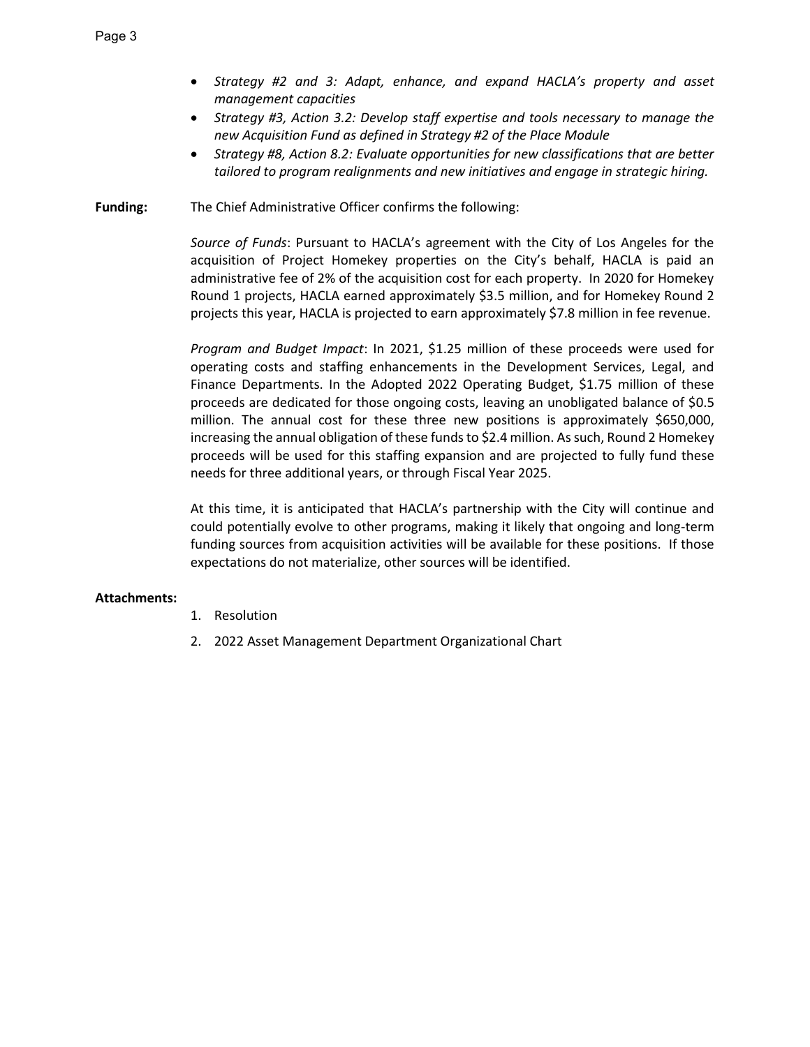- *Strategy #2 and 3: Adapt, enhance, and expand HACLA's property and asset management capacities*
- *Strategy #3, Action 3.2: Develop staff expertise and tools necessary to manage the new Acquisition Fund as defined in Strategy #2 of the Place Module*
- *Strategy #8, Action 8.2: Evaluate opportunities for new classifications that are better tailored to program realignments and new initiatives and engage in strategic hiring.*

**Funding:** The Chief Administrative Officer confirms the following:

*Source of Funds*: Pursuant to HACLA's agreement with the City of Los Angeles for the acquisition of Project Homekey properties on the City's behalf, HACLA is paid an administrative fee of 2% of the acquisition cost for each property. In 2020 for Homekey Round 1 projects, HACLA earned approximately $3.5 million, and for Homekey Round 2 projects this year, HACLA is projected to earn approximately $7.8 million in fee revenue.

*Program and Budget Impact*: In 2021, $1.25 million of these proceeds were used for operating costs and staffing enhancements in the Development Services, Legal, and Finance Departments. In the Adopted 2022 Operating Budget, $1.75 million of these proceeds are dedicated for those ongoing costs, leaving an unobligated balance of $0.5 million. The annual cost for these three new positions is approximately $650,000, increasing the annual obligation of these funds to $2.4 million. As such, Round 2 Homekey proceeds will be used for this staffing expansion and are projected to fully fund these needs for three additional years, or through Fiscal Year 2025.

At this time, it is anticipated that HACLA's partnership with the City will continue and could potentially evolve to other programs, making it likely that ongoing and long-term funding sources from acquisition activities will be available for these positions. If those expectations do not materialize, other sources will be identified.

**Attachments:**

1. Resolution
2. 2022 Asset Management Department Organizational Chart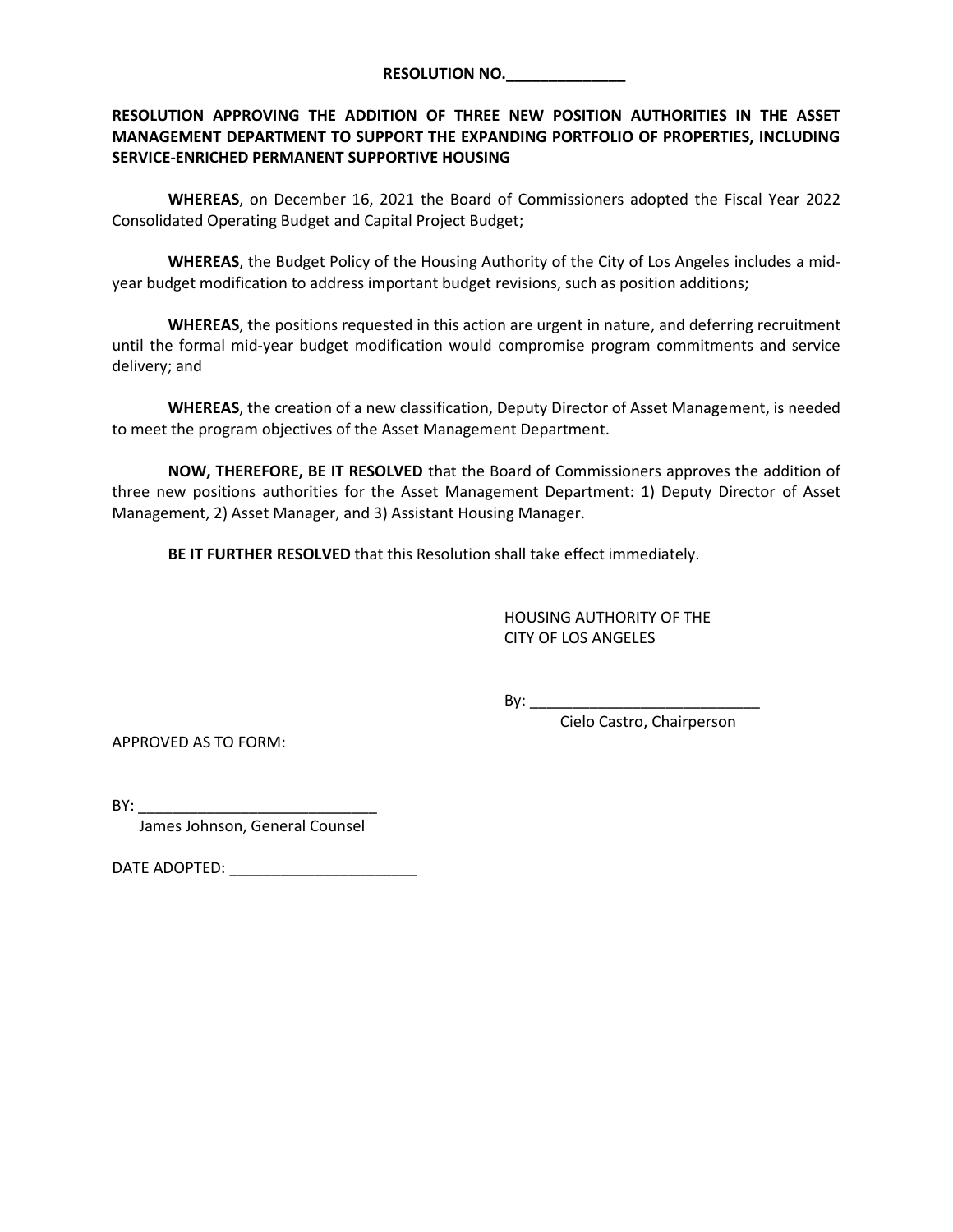**RESOLUTION NO.______________**

**RESOLUTION APPROVING THE ADDITION OF THREE NEW POSITION AUTHORITIES IN THE ASSET MANAGEMENT DEPARTMENT TO SUPPORT THE EXPANDING PORTFOLIO OF PROPERTIES, INCLUDING SERVICE-ENRICHED PERMANENT SUPPORTIVE HOUSING**

**WHEREAS**, on December 16, 2021 the Board of Commissioners adopted the Fiscal Year 2022 Consolidated Operating Budget and Capital Project Budget;

**WHEREAS**, the Budget Policy of the Housing Authority of the City of Los Angeles includes a mid-year budget modification to address important budget revisions, such as position additions;

**WHEREAS**, the positions requested in this action are urgent in nature, and deferring recruitment until the formal mid-year budget modification would compromise program commitments and service delivery; and

**WHEREAS**, the creation of a new classification, Deputy Director of Asset Management, is needed to meet the program objectives of the Asset Management Department.

**NOW, THEREFORE, BE IT RESOLVED** that the Board of Commissioners approves the addition of three new positions authorities for the Asset Management Department: 1) Deputy Director of Asset Management, 2) Asset Manager, and 3) Assistant Housing Manager.

**BE IT FURTHER RESOLVED** that this Resolution shall take effect immediately.

HOUSING AUTHORITY OF THE
CITY OF LOS ANGELES

By: ___________________________
Cielo Castro, Chairperson

APPROVED AS TO FORM:

BY: ____________________________
James Johnson, General Counsel

DATE ADOPTED: ______________________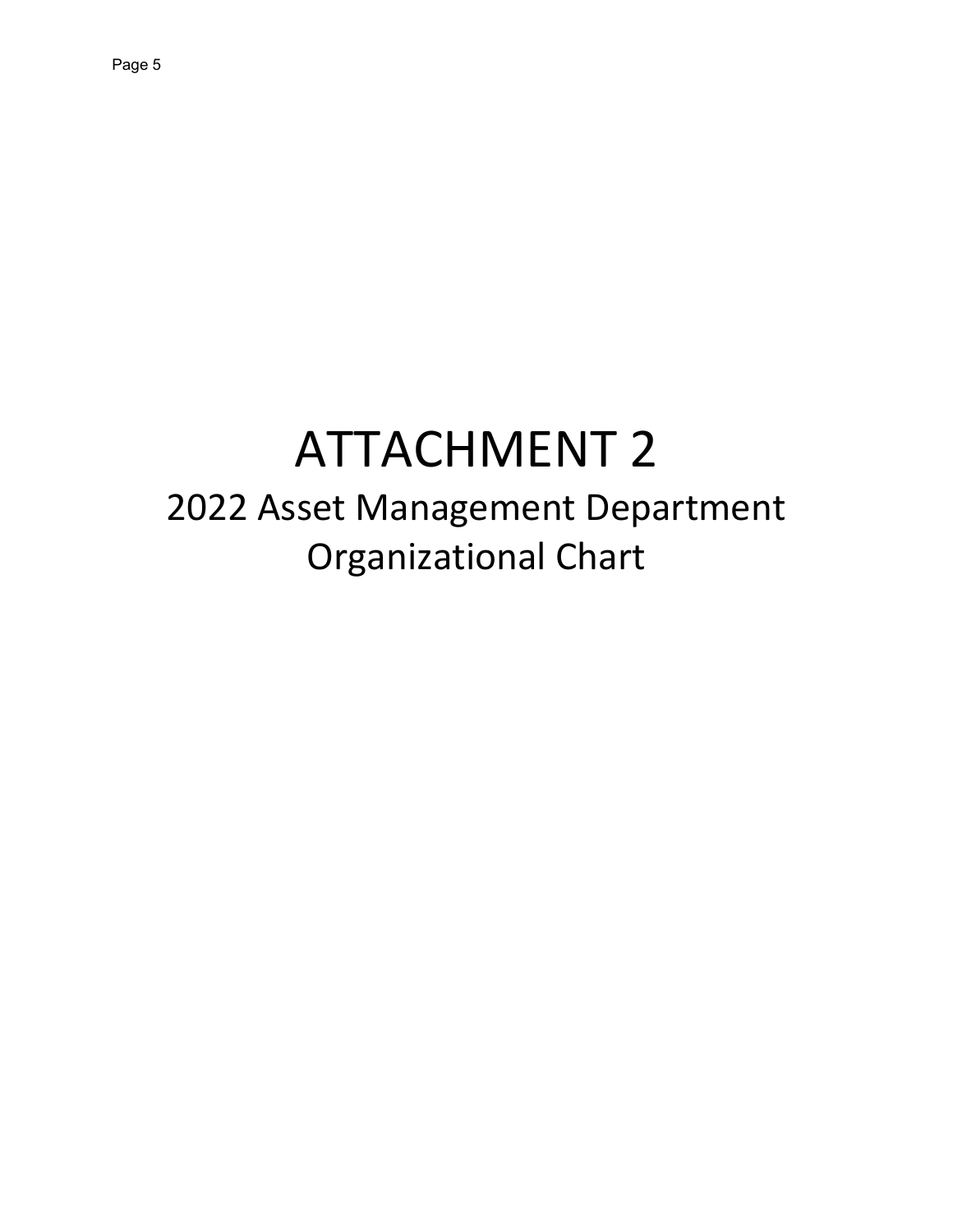# ATTACHMENT 2

## 2022 Asset Management Department Organizational Chart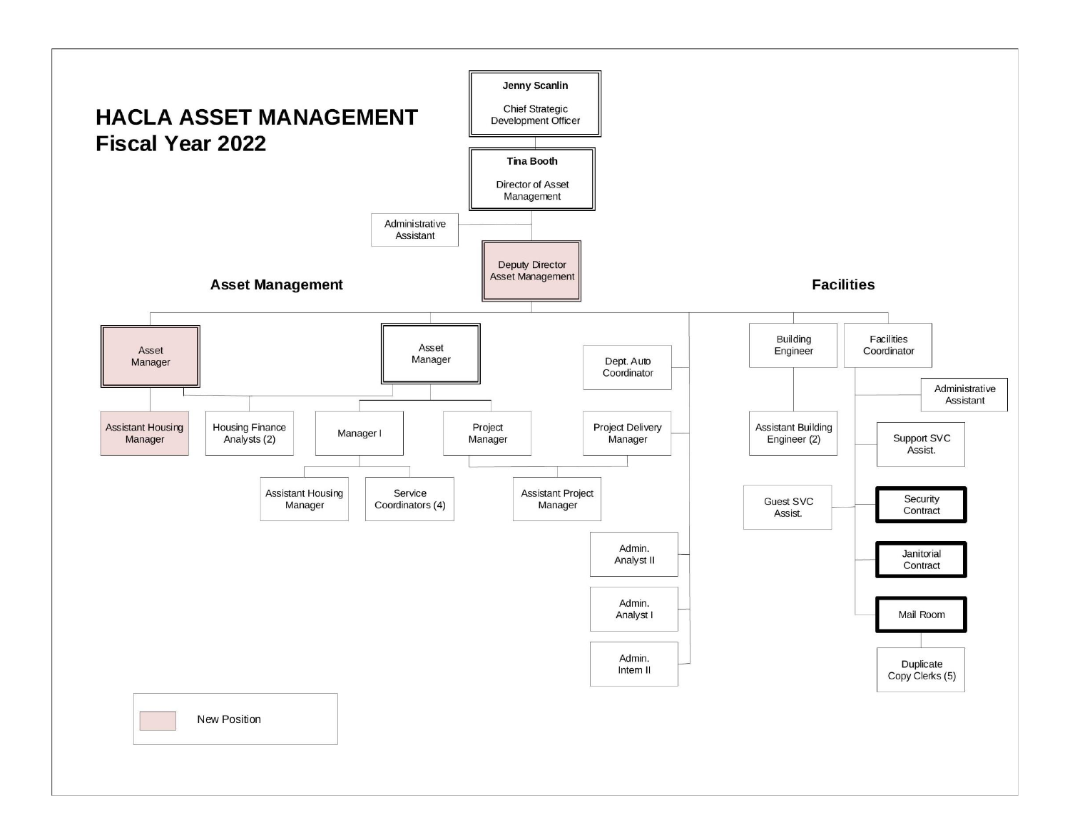# HACLA ASSET MANAGEMENT
# Fiscal Year 2022

**Jenny Scanlin**

Chief Strategic Development Officer

**Tina Booth**

Director of Asset Management

Administrative Assistant

Deputy Director Asset Management

## Asset Management

Asset Manager

Assistant Housing Manager

Housing Finance Analysts (2)

Asset Manager

Manager I

Assistant Housing Manager

Service Coordinators (4)

Project Manager

Project Delivery Manager

Assistant Project Manager

Dept. Auto Coordinator

Admin. Analyst II

Admin. Analyst I

Admin. Intern II

## Facilities

Building Engineer

Assistant Building Engineer (2)

Facilities Coordinator

Administrative Assistant

Support SVC Assist.

Guest SVC Assist.

Security Contract

Janitorial Contract

Mail Room

Duplicate Copy Clerks (5)

New Position